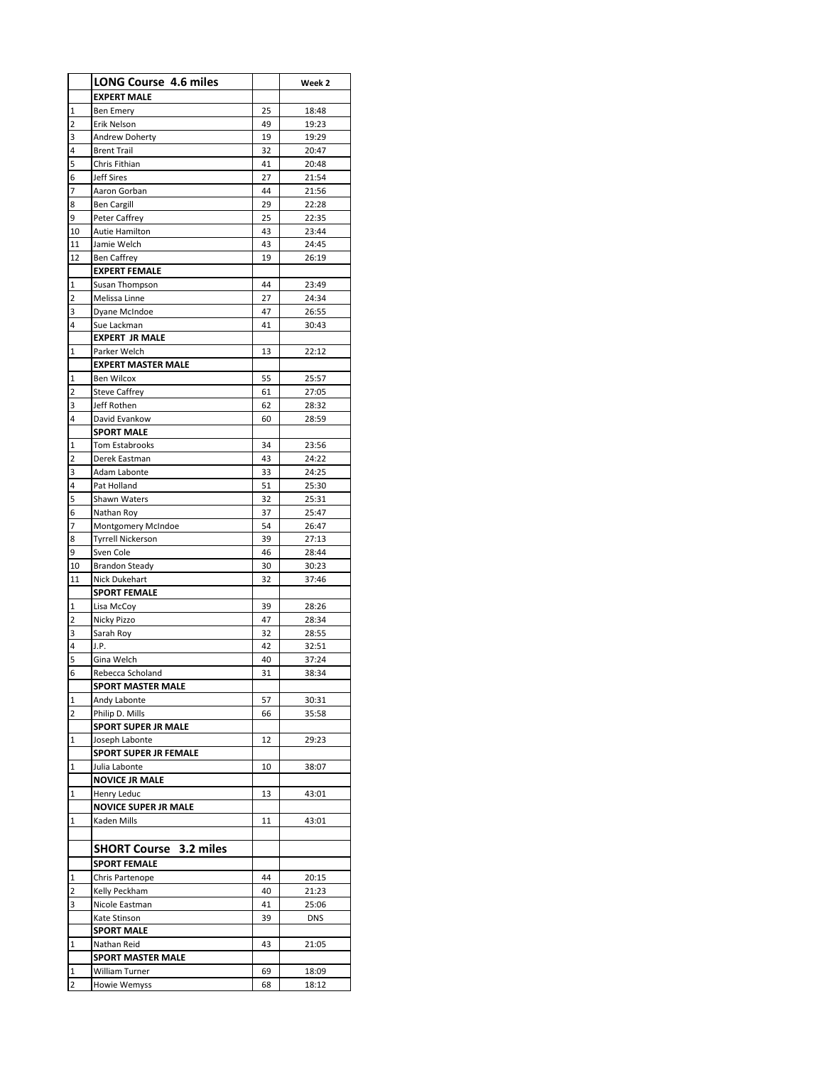| | LONG Course 4.6 miles | | Week 2 |
|---|---|---|---|
| | **EXPERT MALE** | | |
| 1 | Ben Emery | 25 | 18:48 |
| 2 | Erik Nelson | 49 | 19:23 |
| 3 | Andrew Doherty | 19 | 19:29 |
| 4 | Brent Trail | 32 | 20:47 |
| 5 | Chris Fithian | 41 | 20:48 |
| 6 | Jeff Sires | 27 | 21:54 |
| 7 | Aaron Gorban | 44 | 21:56 |
| 8 | Ben Cargill | 29 | 22:28 |
| 9 | Peter Caffrey | 25 | 22:35 |
| 10 | Autie Hamilton | 43 | 23:44 |
| 11 | Jamie Welch | 43 | 24:45 |
| 12 | Ben Caffrey | 19 | 26:19 |
| | **EXPERT FEMALE** | | |
| 1 | Susan Thompson | 44 | 23:49 |
| 2 | Melissa Linne | 27 | 24:34 |
| 3 | Dyane McIndoe | 47 | 26:55 |
| 4 | Sue Lackman | 41 | 30:43 |
| | **EXPERT JR MALE** | | |
| 1 | Parker Welch | 13 | 22:12 |
| | **EXPERT MASTER MALE** | | |
| 1 | Ben Wilcox | 55 | 25:57 |
| 2 | Steve Caffrey | 61 | 27:05 |
| 3 | Jeff Rothen | 62 | 28:32 |
| 4 | David Evankow | 60 | 28:59 |
| | **SPORT MALE** | | |
| 1 | Tom Estabrooks | 34 | 23:56 |
| 2 | Derek Eastman | 43 | 24:22 |
| 3 | Adam Labonte | 33 | 24:25 |
| 4 | Pat Holland | 51 | 25:30 |
| 5 | Shawn Waters | 32 | 25:31 |
| 6 | Nathan Roy | 37 | 25:47 |
| 7 | Montgomery McIndoe | 54 | 26:47 |
| 8 | Tyrrell Nickerson | 39 | 27:13 |
| 9 | Sven Cole | 46 | 28:44 |
| 10 | Brandon Steady | 30 | 30:23 |
| 11 | Nick Dukehart | 32 | 37:46 |
| | **SPORT FEMALE** | | |
| 1 | Lisa McCoy | 39 | 28:26 |
| 2 | Nicky Pizzo | 47 | 28:34 |
| 3 | Sarah Roy | 32 | 28:55 |
| 4 | J.P. | 42 | 32:51 |
| 5 | Gina Welch | 40 | 37:24 |
| 6 | Rebecca Scholand | 31 | 38:34 |
| | **SPORT MASTER MALE** | | |
| 1 | Andy Labonte | 57 | 30:31 |
| 2 | Philip D. Mills | 66 | 35:58 |
| | **SPORT SUPER JR MALE** | | |
| 1 | Joseph Labonte | 12 | 29:23 |
| | **SPORT SUPER JR FEMALE** | | |
| 1 | Julia Labonte | 10 | 38:07 |
| | **NOVICE JR MALE** | | |
| 1 | Henry Leduc | 13 | 43:01 |
| | **NOVICE SUPER JR MALE** | | |
| 1 | Kaden Mills | 11 | 43:01 |
| | | | |
| | **SHORT Course 3.2 miles** | | |
| | **SPORT FEMALE** | | |
| 1 | Chris Partenope | 44 | 20:15 |
| 2 | Kelly Peckham | 40 | 21:23 |
| 3 | Nicole Eastman | 41 | 25:06 |
| | Kate Stinson | 39 | DNS |
| | **SPORT MALE** | | |
| 1 | Nathan Reid | 43 | 21:05 |
| | **SPORT MASTER MALE** | | |
| 1 | William Turner | 69 | 18:09 |
| 2 | Howie Wemyss | 68 | 18:12 |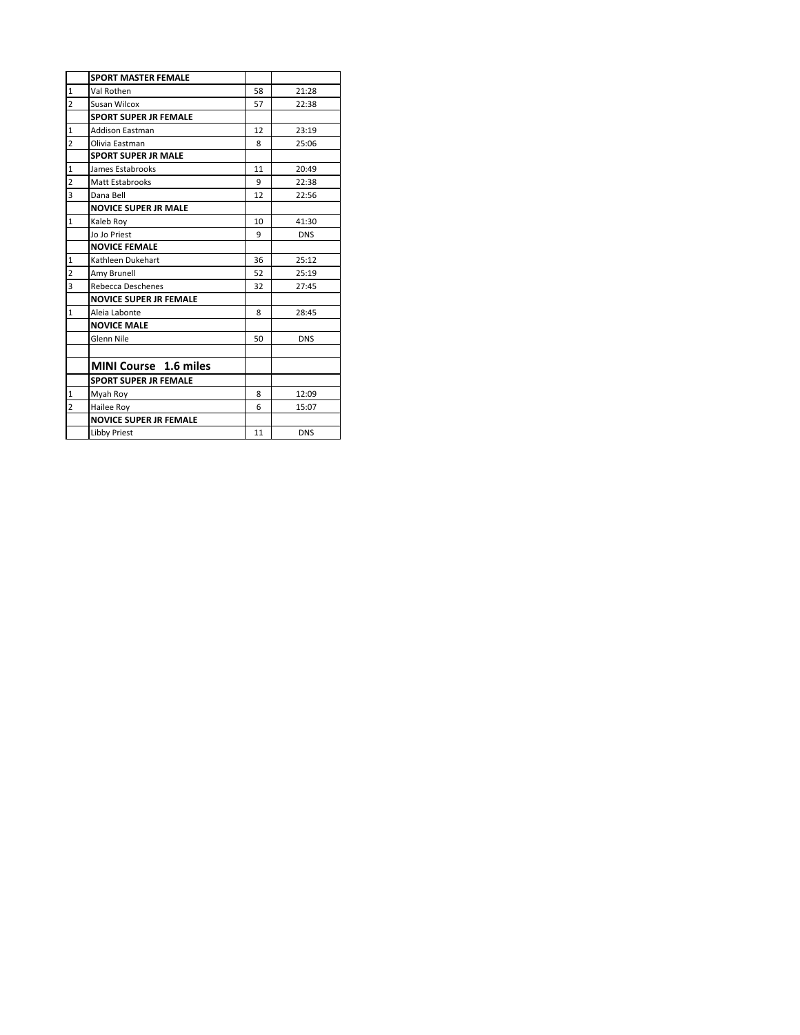| | | | |
|---|---|---|---|
| | **SPORT MASTER FEMALE** | | |
| 1 | Val Rothen | 58 | 21:28 |
| 2 | Susan Wilcox | 57 | 22:38 |
| | **SPORT SUPER JR FEMALE** | | |
| 1 | Addison Eastman | 12 | 23:19 |
| 2 | Olivia Eastman | 8 | 25:06 |
| | **SPORT SUPER JR MALE** | | |
| 1 | James Estabrooks | 11 | 20:49 |
| 2 | Matt Estabrooks | 9 | 22:38 |
| 3 | Dana Bell | 12 | 22:56 |
| | **NOVICE SUPER JR MALE** | | |
| 1 | Kaleb Roy | 10 | 41:30 |
| | Jo Jo Priest | 9 | DNS |
| | **NOVICE FEMALE** | | |
| 1 | Kathleen Dukehart | 36 | 25:12 |
| 2 | Amy Brunell | 52 | 25:19 |
| 3 | Rebecca Deschenes | 32 | 27:45 |
| | **NOVICE SUPER JR FEMALE** | | |
| 1 | Aleia Labonte | 8 | 28:45 |
| | **NOVICE MALE** | | |
| | Glenn Nile | 50 | DNS |
| | | | |
| | **MINI Course 1.6 miles** | | |
| | **SPORT SUPER JR FEMALE** | | |
| 1 | Myah Roy | 8 | 12:09 |
| 2 | Hailee Roy | 6 | 15:07 |
| | **NOVICE SUPER JR FEMALE** | | |
| | Libby Priest | 11 | DNS |